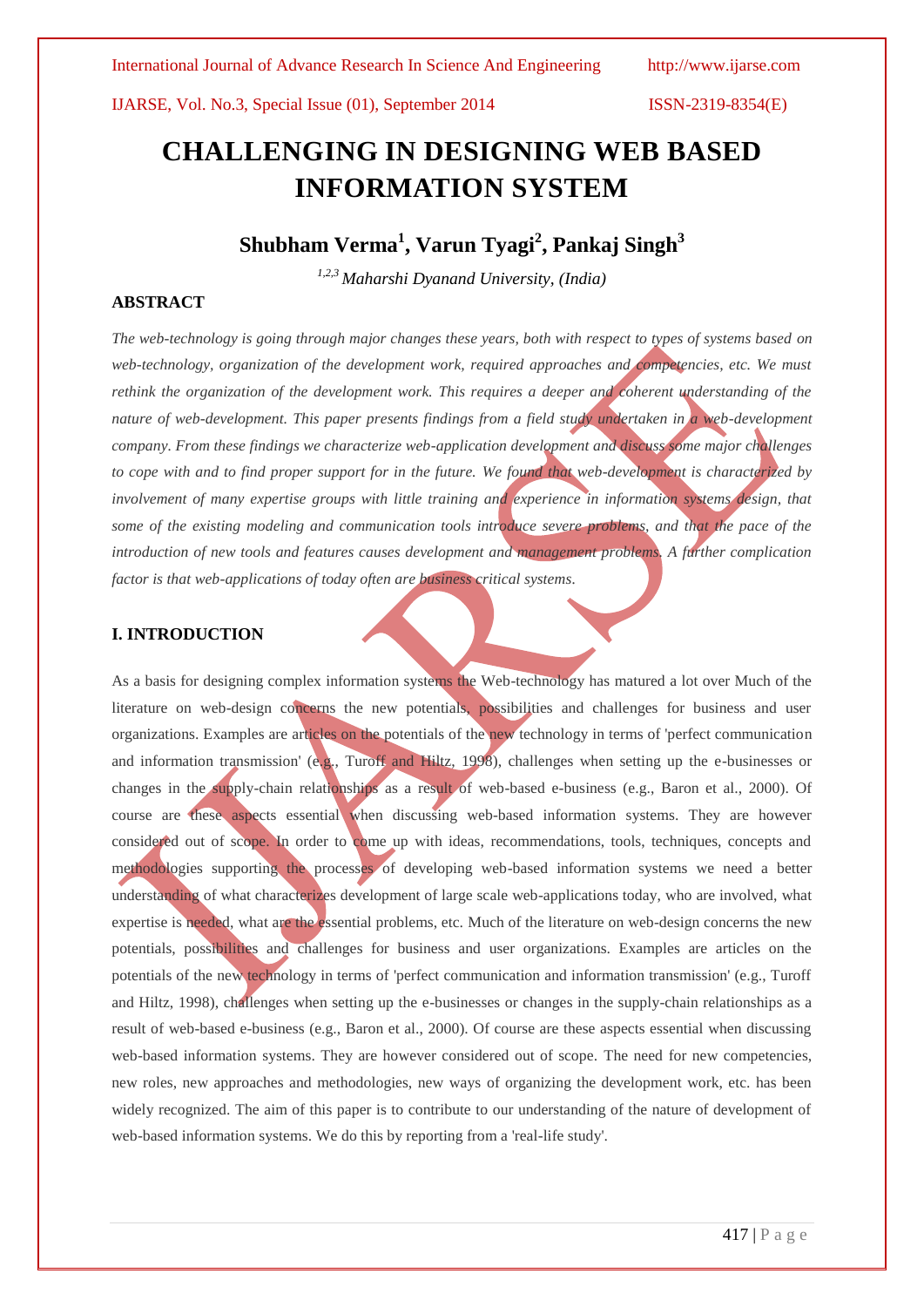# CHALLENGING IN DESIGNING WEB BASED INFORMATION SYSTEM

## Shubham Verma[1], Varun Tyagi[2], Pankaj Singh[3]

*[1,2,3] Maharshi Dyanand University, (India)*

### ABSTRACT

*The web-technology is going through major changes these years, both with respect to types of systems based on web-technology, organization of the development work, required approaches and competencies, etc. We must rethink the organization of the development work. This requires a deeper and coherent understanding of the nature of web-development. This paper presents findings from a field study undertaken in a web-development company. From these findings we characterize web-application development and discuss some major challenges to cope with and to find proper support for in the future. We found that web-development is characterized by involvement of many expertise groups with little training and experience in information systems design, that some of the existing modeling and communication tools introduce severe problems, and that the pace of the introduction of new tools and features causes development and management problems. A further complication factor is that web-applications of today often are business critical systems.*

### I. INTRODUCTION

As a basis for designing complex information systems the Web-technology has matured a lot over Much of the literature on web-design concerns the new potentials, possibilities and challenges for business and user organizations. Examples are articles on the potentials of the new technology in terms of 'perfect communication and information transmission' (e.g., Turoff and Hiltz, 1998), challenges when setting up the e-businesses or changes in the supply-chain relationships as a result of web-based e-business (e.g., Baron et al., 2000). Of course are these aspects essential when discussing web-based information systems. They are however considered out of scope. In order to come up with ideas, recommendations, tools, techniques, concepts and methodologies supporting the processes of developing web-based information systems we need a better understanding of what characterizes development of large scale web-applications today, who are involved, what expertise is needed, what are the essential problems, etc. Much of the literature on web-design concerns the new potentials, possibilities and challenges for business and user organizations. Examples are articles on the potentials of the new technology in terms of 'perfect communication and information transmission' (e.g., Turoff and Hiltz, 1998), challenges when setting up the e-businesses or changes in the supply-chain relationships as a result of web-based e-business (e.g., Baron et al., 2000). Of course are these aspects essential when discussing web-based information systems. They are however considered out of scope. The need for new competencies, new roles, new approaches and methodologies, new ways of organizing the development work, etc. has been widely recognized. The aim of this paper is to contribute to our understanding of the nature of development of web-based information systems. We do this by reporting from a 'real-life study'.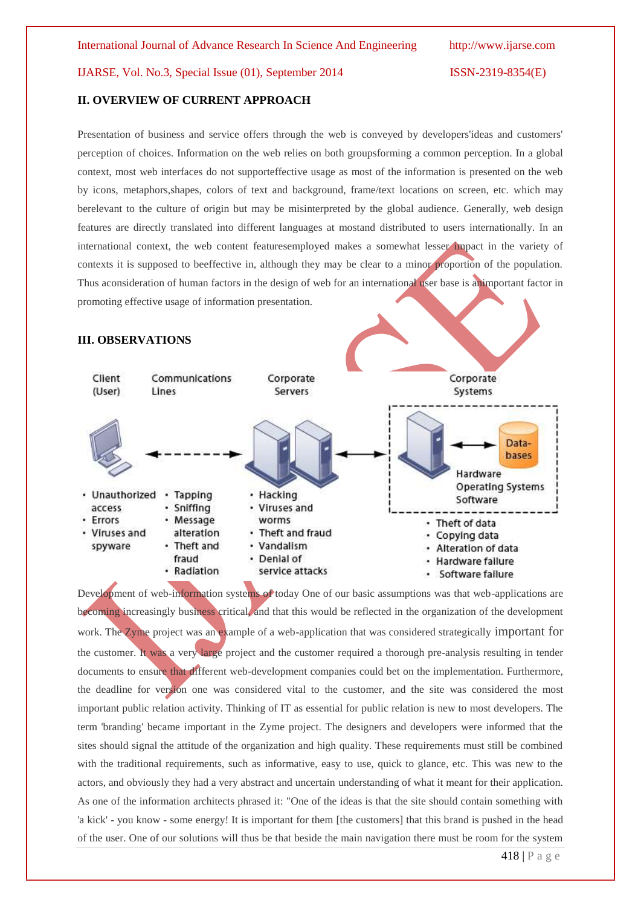## II. OVERVIEW OF CURRENT APPROACH

Presentation of business and service offers through the web is conveyed by developers'ideas and customers' perception of choices. Information on the web relies on both groupsforming a common perception. In a global context, most web interfaces do not supporteffective usage as most of the information is presented on the web by icons, metaphors,shapes, colors of text and background, frame/text locations on screen, etc. which may berelevant to the culture of origin but may be misinterpreted by the global audience. Generally, web design features are directly translated into different languages at mostand distributed to users internationally. In an international context, the web content featuresemployed makes a somewhat lesser impact in the variety of contexts it is supposed to beeffective in, although they may be clear to a minor proportion of the population. Thus aconsideration of human factors in the design of web for an international user base is animportant factor in promoting effective usage of information presentation.

## III. OBSERVATIONS

| Client (User) | Communications Lines | Corporate Servers | Corporate Systems |
|---|---|---|---|
| | | | Hardware, Operating Systems, Software, Databases |
| • Unauthorized access<br>• Errors<br>• Viruses and spyware | • Tapping<br>• Sniffing<br>• Message alteration<br>• Theft and fraud<br>• Radiation | • Hacking<br>• Viruses and worms<br>• Theft and fraud<br>• Vandalism<br>• Denial of service attacks | • Theft of data<br>• Copying data<br>• Alteration of data<br>• Hardware failure<br>• Software failure |

Development of web-information systems of today One of our basic assumptions was that web-applications are becoming increasingly business critical, and that this would be reflected in the organization of the development work. The Zyme project was an example of a web-application that was considered strategically important for the customer. It was a very large project and the customer required a thorough pre-analysis resulting in tender documents to ensure that different web-development companies could bet on the implementation. Furthermore, the deadline for version one was considered vital to the customer, and the site was considered the most important public relation activity. Thinking of IT as essential for public relation is new to most developers. The term 'branding' became important in the Zyme project. The designers and developers were informed that the sites should signal the attitude of the organization and high quality. These requirements must still be combined with the traditional requirements, such as informative, easy to use, quick to glance, etc. This was new to the actors, and obviously they had a very abstract and uncertain understanding of what it meant for their application. As one of the information architects phrased it: "One of the ideas is that the site should contain something with 'a kick' - you know - some energy! It is important for them [the customers] that this brand is pushed in the head of the user. One of our solutions will thus be that beside the main navigation there must be room for the system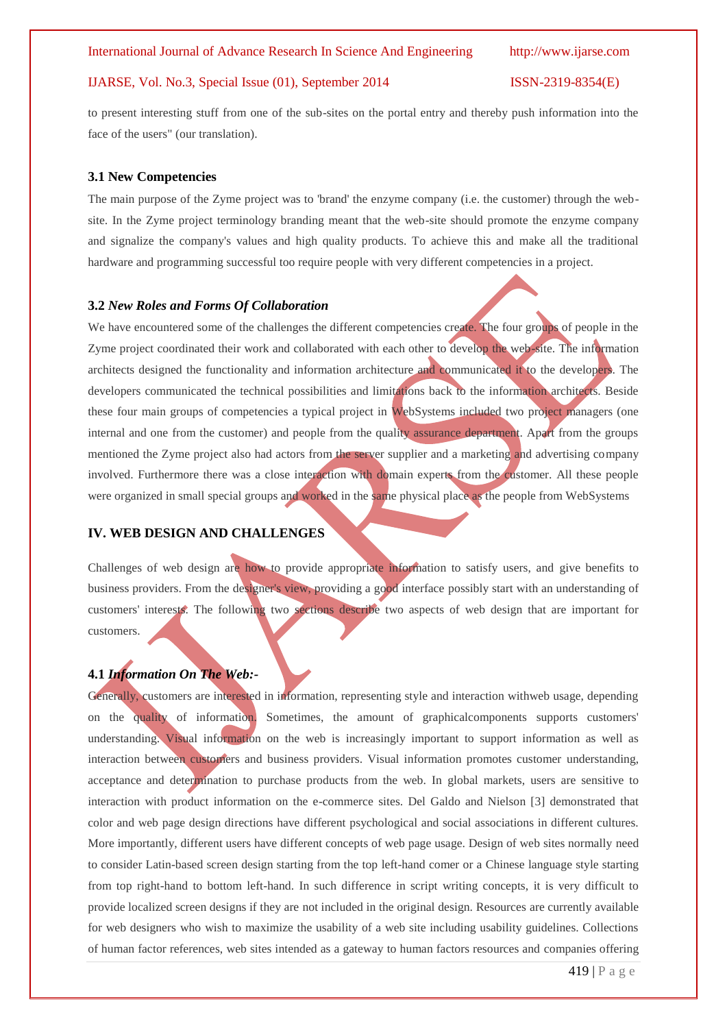to present interesting stuff from one of the sub-sites on the portal entry and thereby push information into the face of the users" (our translation).

### 3.1 New Competencies

The main purpose of the Zyme project was to 'brand' the enzyme company (i.e. the customer) through the web-site. In the Zyme project terminology branding meant that the web-site should promote the enzyme company and signalize the company's values and high quality products. To achieve this and make all the traditional hardware and programming successful too require people with very different competencies in a project.

### 3.2 *New Roles and Forms Of Collaboration*

We have encountered some of the challenges the different competencies create. The four groups of people in the Zyme project coordinated their work and collaborated with each other to develop the web-site. The information architects designed the functionality and information architecture and communicated it to the developers. The developers communicated the technical possibilities and limitations back to the information architects. Beside these four main groups of competencies a typical project in WebSystems included two project managers (one internal and one from the customer) and people from the quality assurance department. Apart from the groups mentioned the Zyme project also had actors from the server supplier and a marketing and advertising company involved. Furthermore there was a close interaction with domain experts from the customer. All these people were organized in small special groups and worked in the same physical place as the people from WebSystems

## IV. WEB DESIGN AND CHALLENGES

Challenges of web design are how to provide appropriate information to satisfy users, and give benefits to business providers. From the designer's view, providing a good interface possibly start with an understanding of customers' interests. The following two sections describe two aspects of web design that are important for customers.

### 4.1 *Information On The Web:-*

Generally, customers are interested in information, representing style and interaction withweb usage, depending on the quality of information. Sometimes, the amount of graphicalcomponents supports customers' understanding. Visual information on the web is increasingly important to support information as well as interaction between customers and business providers. Visual information promotes customer understanding, acceptance and determination to purchase products from the web. In global markets, users are sensitive to interaction with product information on the e-commerce sites. Del Galdo and Nielson [3] demonstrated that color and web page design directions have different psychological and social associations in different cultures. More importantly, different users have different concepts of web page usage. Design of web sites normally need to consider Latin-based screen design starting from the top left-hand comer or a Chinese language style starting from top right-hand to bottom left-hand. In such difference in script writing concepts, it is very difficult to provide localized screen designs if they are not included in the original design. Resources are currently available for web designers who wish to maximize the usability of a web site including usability guidelines. Collections of human factor references, web sites intended as a gateway to human factors resources and companies offering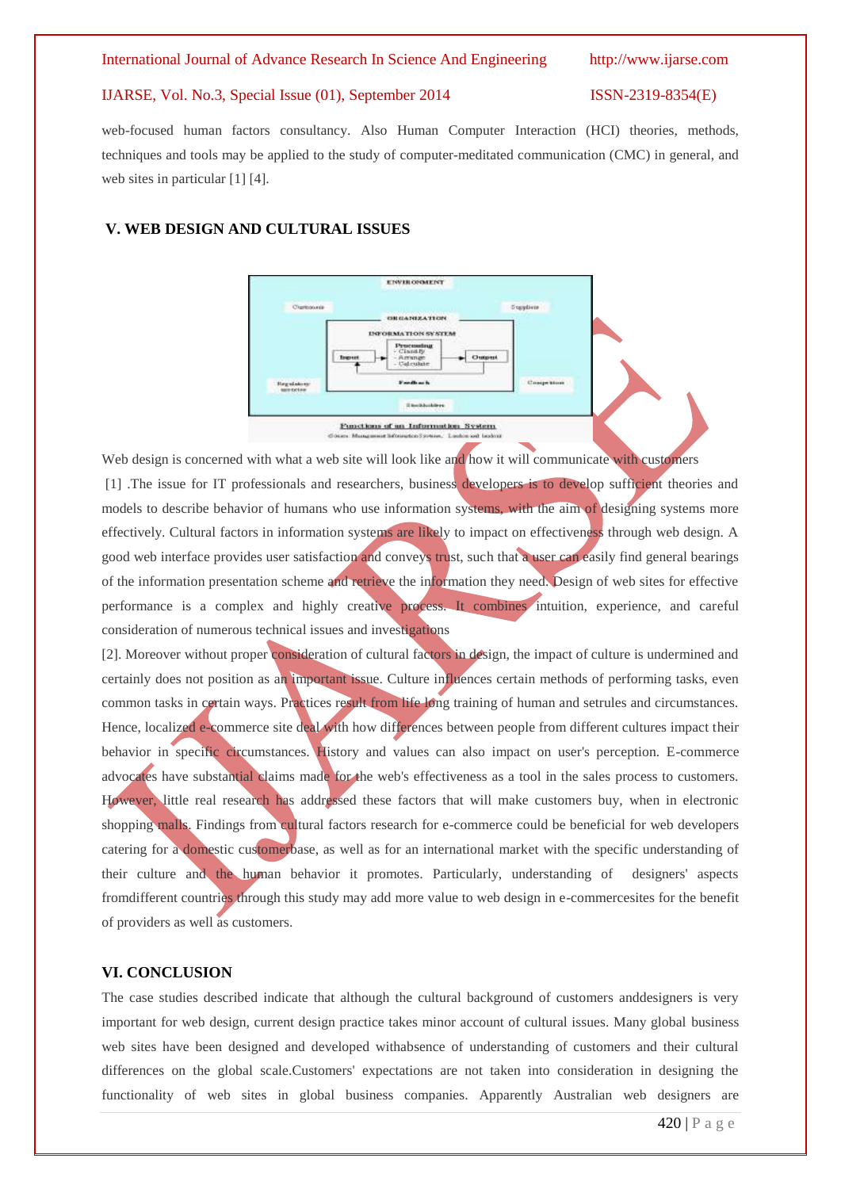web-focused human factors consultancy. Also Human Computer Interaction (HCI) theories, methods, techniques and tools may be applied to the study of computer-meditated communication (CMC) in general, and web sites in particular [1] [4].

## V. WEB DESIGN AND CULTURAL ISSUES

Functions of an Information System

Source: Management Information Systems, Laudon and laudon

Web design is concerned with what a web site will look like and how it will communicate with customers [1] .The issue for IT professionals and researchers, business developers is to develop sufficient theories and models to describe behavior of humans who use information systems, with the aim of designing systems more effectively. Cultural factors in information systems are likely to impact on effectiveness through web design. A good web interface provides user satisfaction and conveys trust, such that a user can easily find general bearings of the information presentation scheme and retrieve the information they need. Design of web sites for effective performance is a complex and highly creative process. It combines intuition, experience, and careful consideration of numerous technical issues and investigations [2]. Moreover without proper consideration of cultural factors in design, the impact of culture is undermined and certainly does not position as an important issue. Culture influences certain methods of performing tasks, even common tasks in certain ways. Practices result from life long training of human and setrules and circumstances. Hence, localized e-commerce site deal with how differences between people from different cultures impact their behavior in specific circumstances. History and values can also impact on user's perception. E-commerce advocates have substantial claims made for the web's effectiveness as a tool in the sales process to customers. However, little real research has addressed these factors that will make customers buy, when in electronic shopping malls. Findings from cultural factors research for e-commerce could be beneficial for web developers catering for a domestic customerbase, as well as for an international market with the specific understanding of their culture and the human behavior it promotes. Particularly, understanding of designers' aspects fromdifferent countries through this study may add more value to web design in e-commercesites for the benefit of providers as well as customers.

## VI. CONCLUSION

The case studies described indicate that although the cultural background of customers anddesigners is very important for web design, current design practice takes minor account of cultural issues. Many global business web sites have been designed and developed withabsence of understanding of customers and their cultural differences on the global scale.Customers' expectations are not taken into consideration in designing the functionality of web sites in global business companies. Apparently Australian web designers are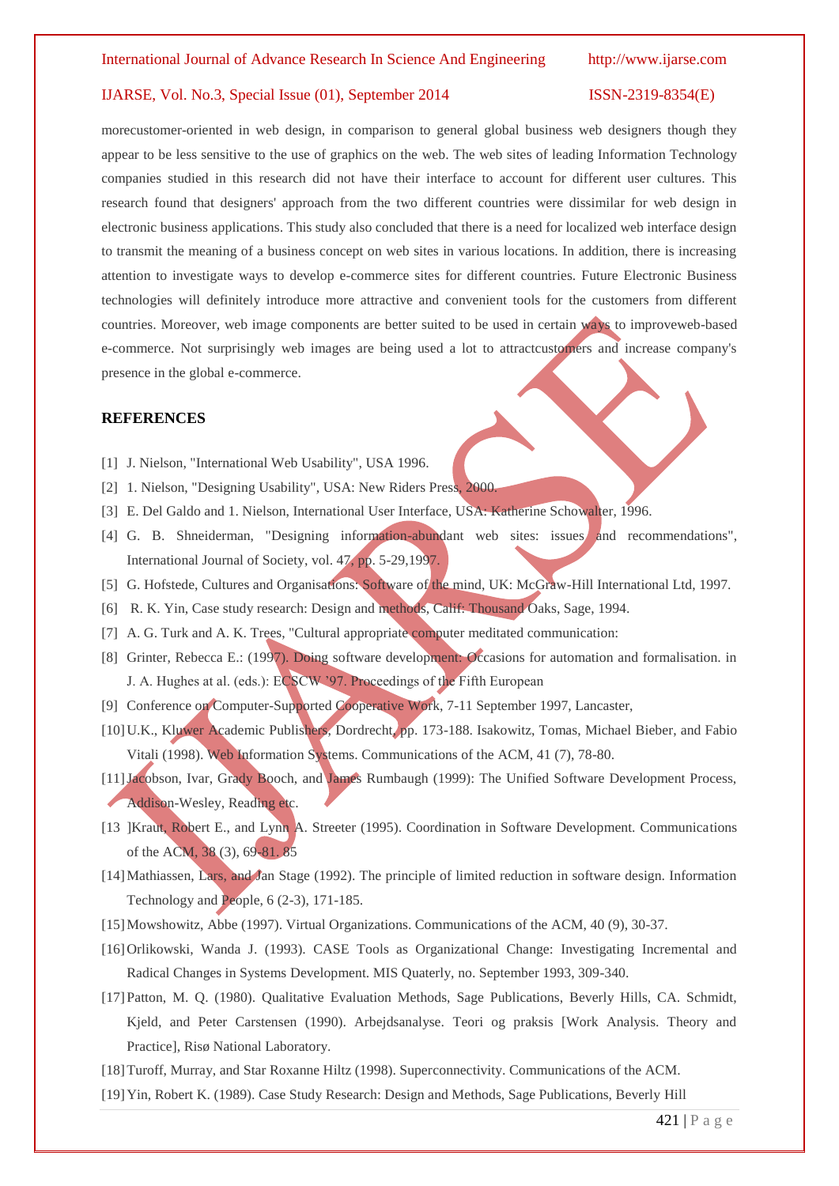morecustomer-oriented in web design, in comparison to general global business web designers though they appear to be less sensitive to the use of graphics on the web. The web sites of leading Information Technology companies studied in this research did not have their interface to account for different user cultures. This research found that designers' approach from the two different countries were dissimilar for web design in electronic business applications. This study also concluded that there is a need for localized web interface design to transmit the meaning of a business concept on web sites in various locations. In addition, there is increasing attention to investigate ways to develop e-commerce sites for different countries. Future Electronic Business technologies will definitely introduce more attractive and convenient tools for the customers from different countries. Moreover, web image components are better suited to be used in certain ways to improveweb-based e-commerce. Not surprisingly web images are being used a lot to attractcustomers and increase company's presence in the global e-commerce.

## REFERENCES

[1] J. Nielson, "International Web Usability", USA 1996.

[2] 1. Nielson, "Designing Usability", USA: New Riders Press, 2000.

[3] E. Del Galdo and 1. Nielson, International User Interface, USA: Katherine Schowalter, 1996.

[4] G. B. Shneiderman, "Designing information-abundant web sites: issues and recommendations", International Journal of Society, vol. 47, pp. 5-29,1997.

[5] G. Hofstede, Cultures and Organisations: Software of the mind, UK: McGraw-Hill International Ltd, 1997.

[6] R. K. Yin, Case study research: Design and methods, Calif: Thousand Oaks, Sage, 1994.

[7] A. G. Turk and A. K. Trees, "Cultural appropriate computer meditated communication:

[8] Grinter, Rebecca E.: (1997). Doing software development: Occasions for automation and formalisation. in J. A. Hughes at al. (eds.): ECSCW '97. Proceedings of the Fifth European

[9] Conference on Computer-Supported Cooperative Work, 7-11 September 1997, Lancaster,

[10] U.K., Kluwer Academic Publishers, Dordrecht, pp. 173-188. Isakowitz, Tomas, Michael Bieber, and Fabio Vitali (1998). Web Information Systems. Communications of the ACM, 41 (7), 78-80.

[11] Jacobson, Ivar, Grady Booch, and James Rumbaugh (1999): The Unified Software Development Process, Addison-Wesley, Reading etc.

[13 ]Kraut, Robert E., and Lynn A. Streeter (1995). Coordination in Software Development. Communications of the ACM, 38 (3), 69-81. 85

[14] Mathiassen, Lars, and Jan Stage (1992). The principle of limited reduction in software design. Information Technology and People, 6 (2-3), 171-185.

[15] Mowshowitz, Abbe (1997). Virtual Organizations. Communications of the ACM, 40 (9), 30-37.

[16] Orlikowski, Wanda J. (1993). CASE Tools as Organizational Change: Investigating Incremental and Radical Changes in Systems Development. MIS Quaterly, no. September 1993, 309-340.

[17] Patton, M. Q. (1980). Qualitative Evaluation Methods, Sage Publications, Beverly Hills, CA. Schmidt, Kjeld, and Peter Carstensen (1990). Arbejdsanalyse. Teori og praksis [Work Analysis. Theory and Practice], Risø National Laboratory.

[18] Turoff, Murray, and Star Roxanne Hiltz (1998). Superconnectivity. Communications of the ACM.

[19] Yin, Robert K. (1989). Case Study Research: Design and Methods, Sage Publications, Beverly Hill